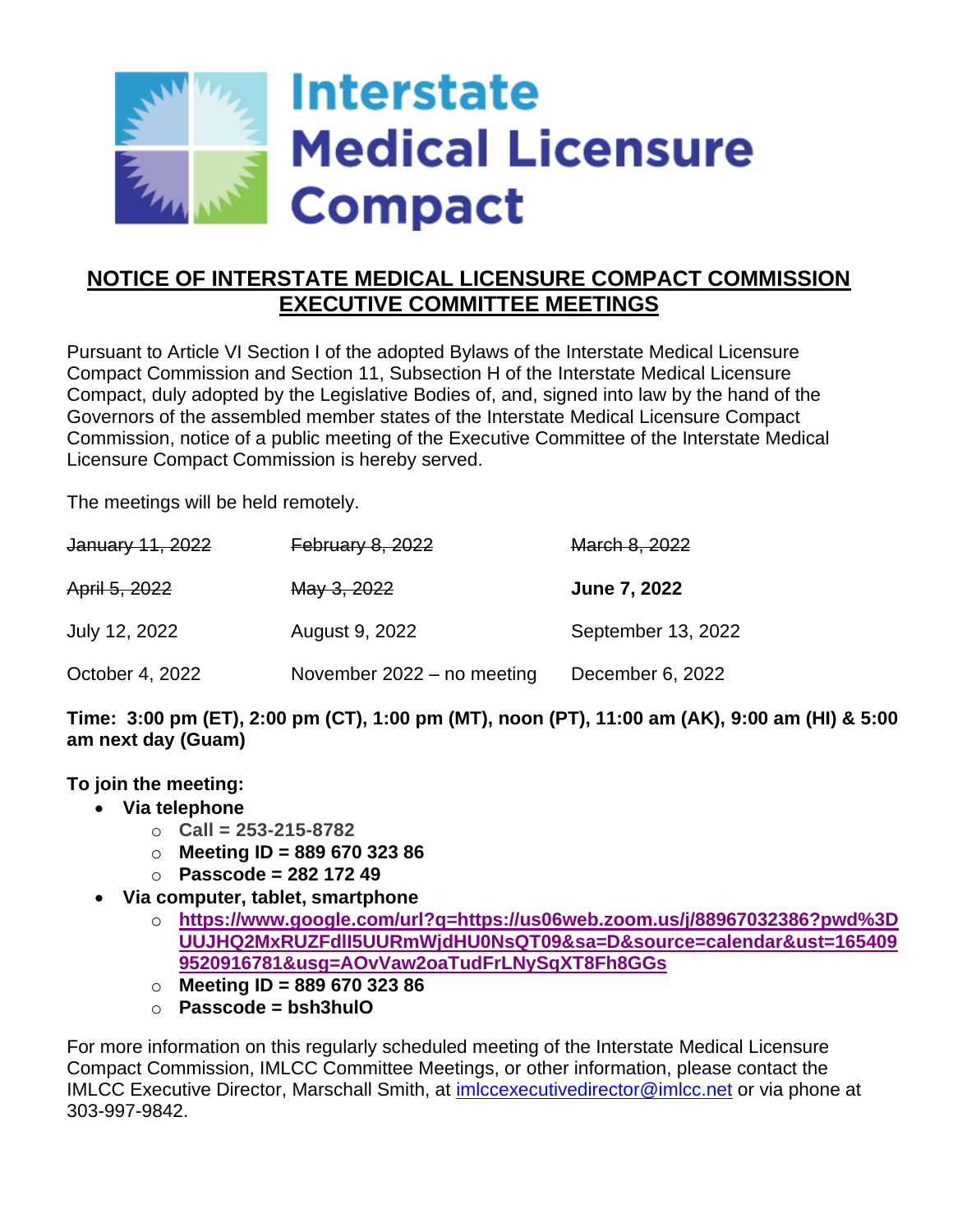Interstate Medical Licensure Compact

# NOTICE OF INTERSTATE MEDICAL LICENSURE COMPACT COMMISSION EXECUTIVE COMMITTEE MEETINGS

Pursuant to Article VI Section I of the adopted Bylaws of the Interstate Medical Licensure Compact Commission and Section 11, Subsection H of the Interstate Medical Licensure Compact, duly adopted by the Legislative Bodies of, and, signed into law by the hand of the Governors of the assembled member states of the Interstate Medical Licensure Compact Commission, notice of a public meeting of the Executive Committee of the Interstate Medical Licensure Compact Commission is hereby served.

The meetings will be held remotely.

| | | |
|---|---|---|
| ~~January 11, 2022~~ | ~~February 8, 2022~~ | ~~March 8, 2022~~ |
| ~~April 5, 2022~~ | ~~May 3, 2022~~ | **June 7, 2022** |
| July 12, 2022 | August 9, 2022 | September 13, 2022 |
| October 4, 2022 | November 2022 – no meeting | December 6, 2022 |

**Time: 3:00 pm (ET), 2:00 pm (CT), 1:00 pm (MT), noon (PT), 11:00 am (AK), 9:00 am (HI) & 5:00 am next day (Guam)**

**To join the meeting:**

- **Via telephone**
  - **Call = 253-215-8782**
  - **Meeting ID = 889 670 323 86**
  - **Passcode = 282 172 49**
- **Via computer, tablet, smartphone**
  - **https://www.google.com/url?q=https://us06web.zoom.us/j/88967032386?pwd%3DUUJHQ2MxRUZFdlI5UURmWjdHU0NsQT09&sa=D&source=calendar&ust=1654099520916781&usg=AOvVaw2oaTudFrLNySqXT8Fh8GGs**
  - **Meeting ID = 889 670 323 86**
  - **Passcode = bsh3huIO**

For more information on this regularly scheduled meeting of the Interstate Medical Licensure Compact Commission, IMLCC Committee Meetings, or other information, please contact the IMLCC Executive Director, Marschall Smith, at imlccexecutivedirector@imlcc.net or via phone at 303-997-9842.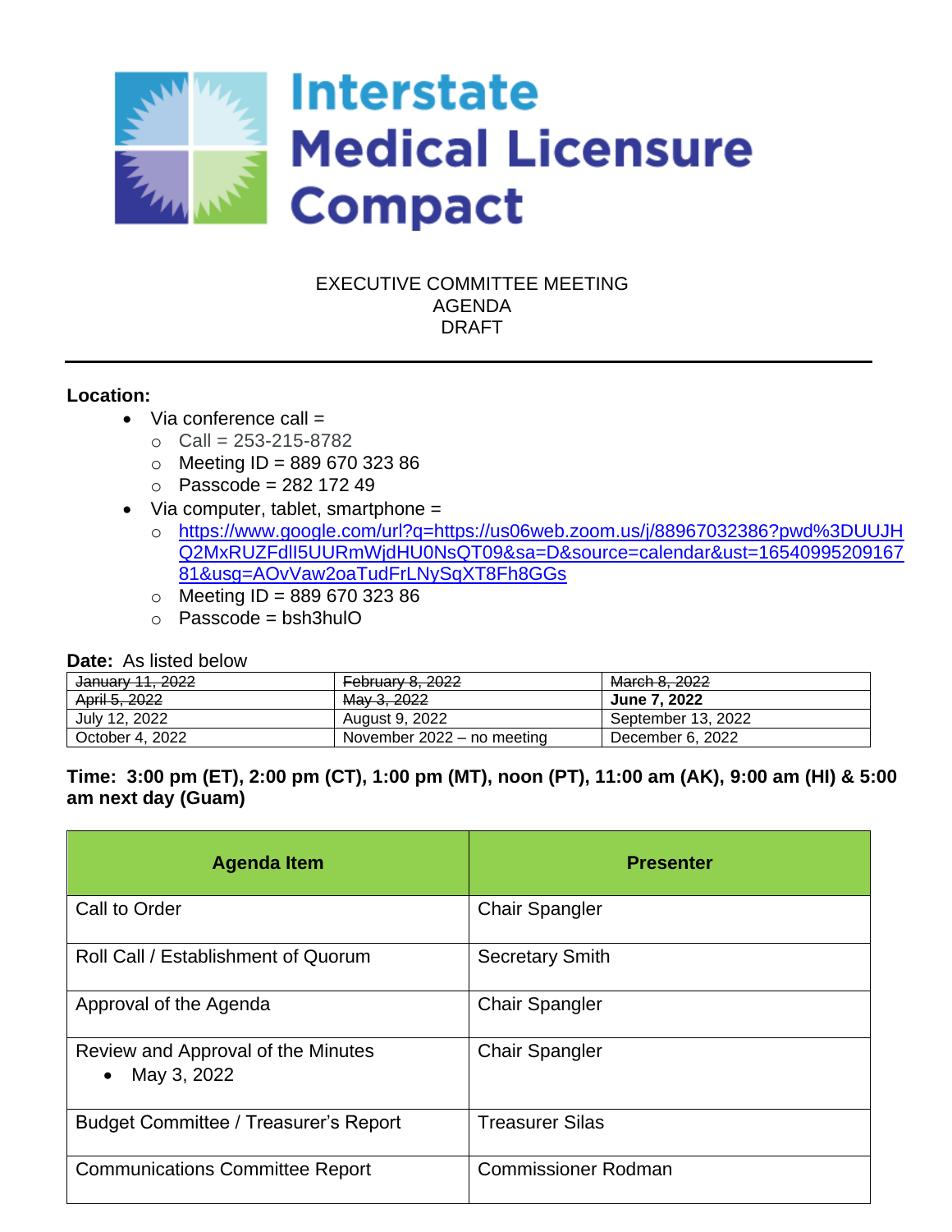# Interstate Medical Licensure Compact

EXECUTIVE COMMITTEE MEETING
AGENDA
DRAFT

---

**Location:**

- Via conference call =
  - Call = 253-215-8782
  - Meeting ID = 889 670 323 86
  - Passcode = 282 172 49
- Via computer, tablet, smartphone =
  - https://www.google.com/url?q=https://us06web.zoom.us/j/88967032386?pwd%3DUUJHQ2MxRUZFdlI5UURmWjdHU0NsQT09&sa=D&source=calendar&ust=1654099520916781&usg=AOvVaw2oaTudFrLNySqXT8Fh8GGs
  - Meeting ID = 889 670 323 86
  - Passcode = bsh3hulO

**Date:** As listed below

| ~~January 11, 2022~~ | ~~February 8, 2022~~ | ~~March 8, 2022~~ |
|---|---|---|
| ~~April 5, 2022~~ | ~~May 3, 2022~~ | **June 7, 2022** |
| July 12, 2022 | August 9, 2022 | September 13, 2022 |
| October 4, 2022 | November 2022 – no meeting | December 6, 2022 |

**Time: 3:00 pm (ET), 2:00 pm (CT), 1:00 pm (MT), noon (PT), 11:00 am (AK), 9:00 am (HI) & 5:00 am next day (Guam)**

| Agenda Item | Presenter |
|---|---|
| Call to Order | Chair Spangler |
| Roll Call / Establishment of Quorum | Secretary Smith |
| Approval of the Agenda | Chair Spangler |
| Review and Approval of the Minutes<br>• May 3, 2022 | Chair Spangler |
| Budget Committee / Treasurer's Report | Treasurer Silas |
| Communications Committee Report | Commissioner Rodman |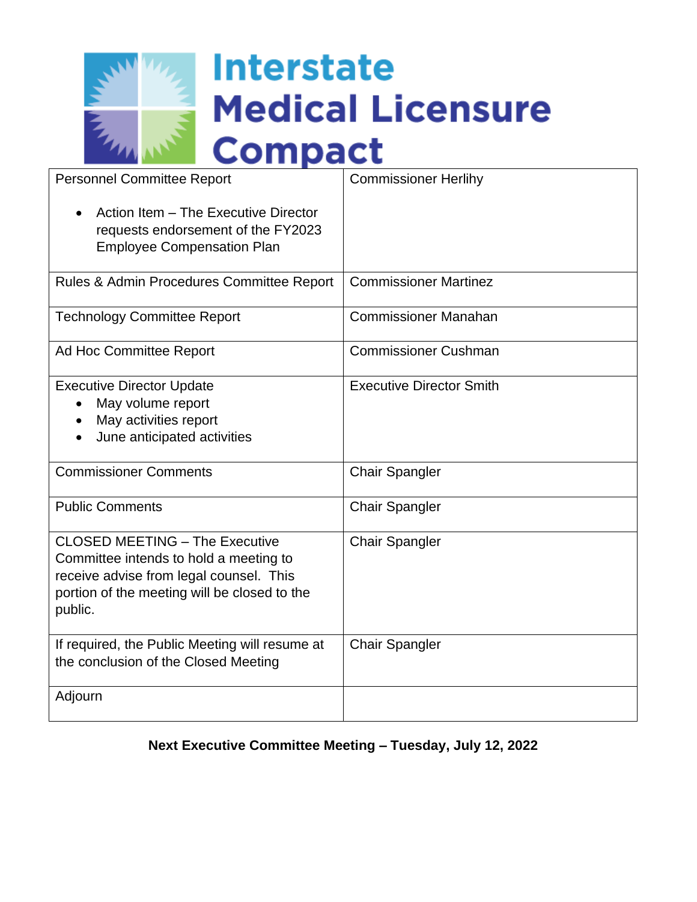# Interstate Medical Licensure Compact

| | |
|---|---|
| Personnel Committee Report<br><br>• Action Item – The Executive Director requests endorsement of the FY2023 Employee Compensation Plan | Commissioner Herlihy |
| Rules & Admin Procedures Committee Report | Commissioner Martinez |
| Technology Committee Report | Commissioner Manahan |
| Ad Hoc Committee Report | Commissioner Cushman |
| Executive Director Update<br>• May volume report<br>• May activities report<br>• June anticipated activities | Executive Director Smith |
| Commissioner Comments | Chair Spangler |
| Public Comments | Chair Spangler |
| CLOSED MEETING – The Executive Committee intends to hold a meeting to receive advise from legal counsel. This portion of the meeting will be closed to the public. | Chair Spangler |
| If required, the Public Meeting will resume at the conclusion of the Closed Meeting | Chair Spangler |
| Adjourn | |

**Next Executive Committee Meeting – Tuesday, July 12, 2022**